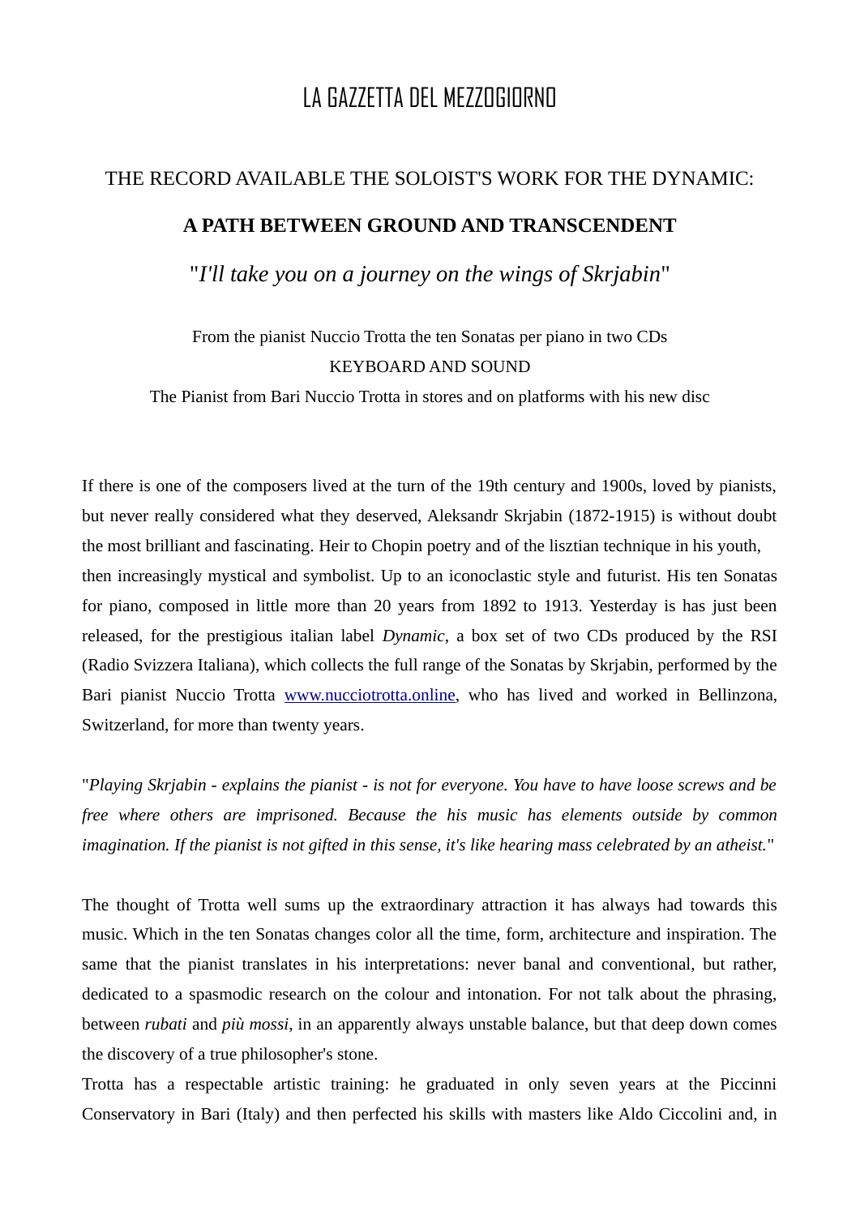# LA GAZZETTA DEL MEZZOGIORNO

THE RECORD AVAILABLE THE SOLOIST'S WORK FOR THE DYNAMIC:

## A PATH BETWEEN GROUND AND TRANSCENDENT

"*I'll take you on a journey on the wings of Skrjabin*"

From the pianist Nuccio Trotta the ten Sonatas per piano in two CDs

KEYBOARD AND SOUND

The Pianist from Bari Nuccio Trotta in stores and on platforms with his new disc

If there is one of the composers lived at the turn of the 19th century and 1900s, loved by pianists, but never really considered what they deserved, Aleksandr Skrjabin (1872-1915) is without doubt the most brilliant and fascinating. Heir to Chopin poetry and of the lisztian technique in his youth, then increasingly mystical and symbolist. Up to an iconoclastic style and futurist. His ten Sonatas for piano, composed in little more than 20 years from 1892 to 1913. Yesterday is has just been released, for the prestigious italian label *Dynamic*, a box set of two CDs produced by the RSI (Radio Svizzera Italiana), which collects the full range of the Sonatas by Skrjabin, performed by the Bari pianist Nuccio Trotta [www.nucciotrotta.online](http://www.nucciotrotta.online), who has lived and worked in Bellinzona, Switzerland, for more than twenty years.

"*Playing Skrjabin - explains the pianist - is not for everyone. You have to have loose screws and be free where others are imprisoned. Because the his music has elements outside by common imagination. If the pianist is not gifted in this sense, it's like hearing mass celebrated by an atheist.*"

The thought of Trotta well sums up the extraordinary attraction it has always had towards this music. Which in the ten Sonatas changes color all the time, form, architecture and inspiration. The same that the pianist translates in his interpretations: never banal and conventional, but rather, dedicated to a spasmodic research on the colour and intonation. For not talk about the phrasing, between *rubati* and *più mossi*, in an apparently always unstable balance, but that deep down comes the discovery of a true philosopher's stone.

Trotta has a respectable artistic training: he graduated in only seven years at the Piccinni Conservatory in Bari (Italy) and then perfected his skills with masters like Aldo Ciccolini and, in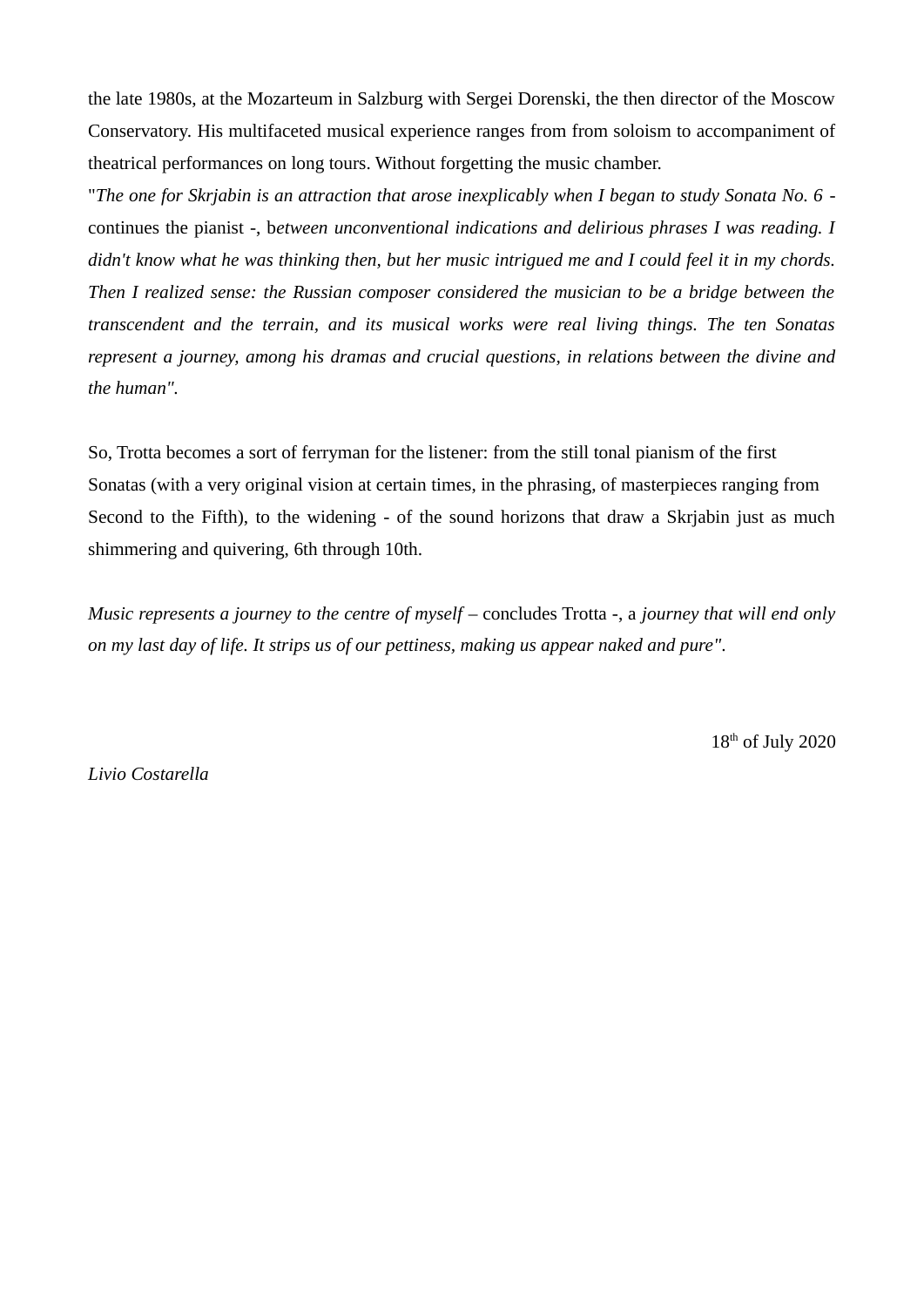the late 1980s, at the Mozarteum in Salzburg with Sergei Dorenski, the then director of the Moscow Conservatory. His multifaceted musical experience ranges from from soloism to accompaniment of theatrical performances on long tours. Without forgetting the music chamber.

"*The one for Skrjabin is an attraction that arose inexplicably when I began to study Sonata No. 6* - continues the pianist -, b*etween unconventional indications and delirious phrases I was reading. I didn't know what he was thinking then, but her music intrigued me and I could feel it in my chords. Then I realized sense: the Russian composer considered the musician to be a bridge between the transcendent and the terrain, and its musical works were real living things. The ten Sonatas represent a journey, among his dramas and crucial questions, in relations between the divine and the human"*.

So, Trotta becomes a sort of ferryman for the listener: from the still tonal pianism of the first Sonatas (with a very original vision at certain times, in the phrasing, of masterpieces ranging from Second to the Fifth), to the widening - of the sound horizons that draw a Skrjabin just as much shimmering and quivering, 6th through 10th.

*Music represents a journey to the centre of myself* – concludes Trotta -, a *journey that will end only on my last day of life. It strips us of our pettiness, making us appear naked and pure"*.

18th of July 2020

*Livio Costarella*